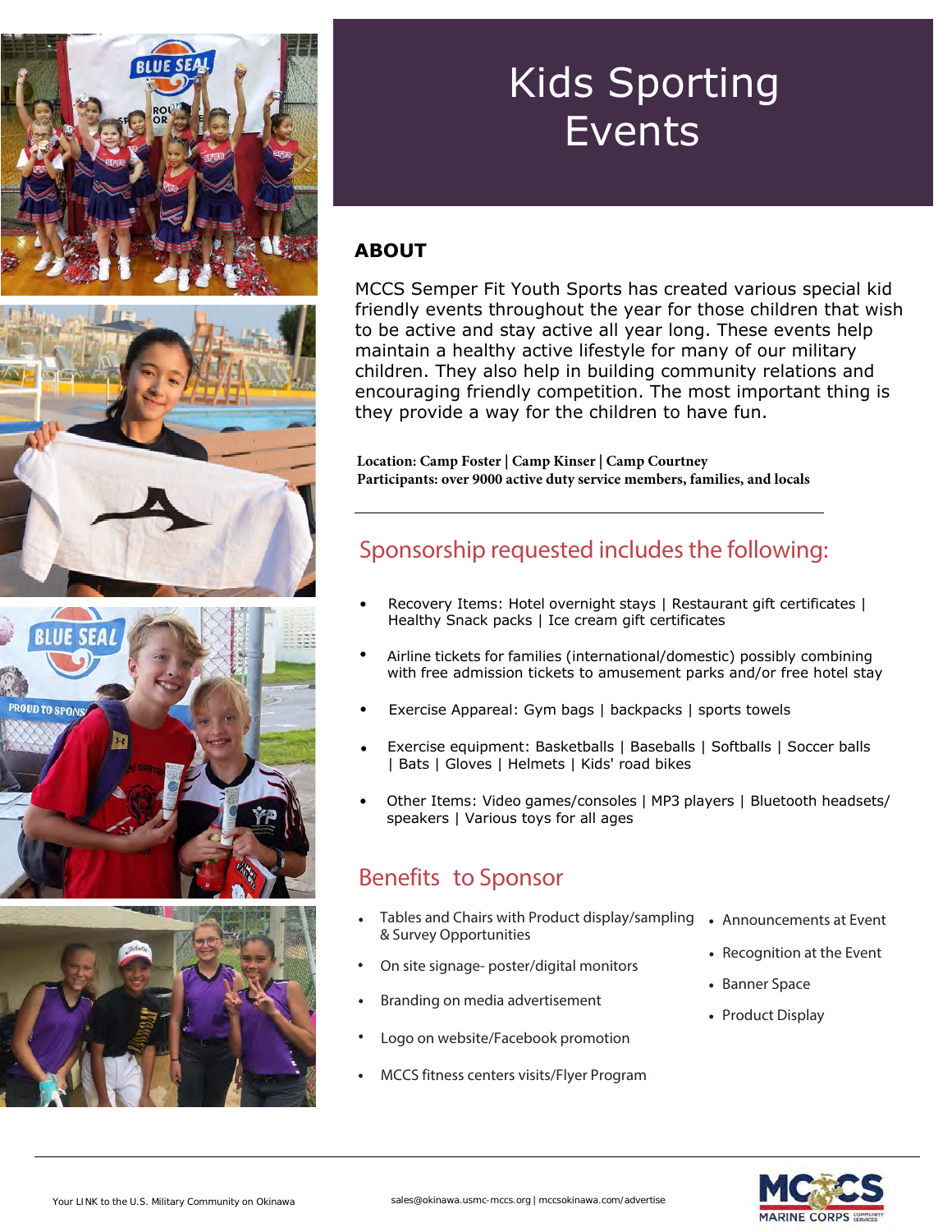# Kids Sporting Events

## ABOUT

MCCS Semper Fit Youth Sports has created various special kid friendly events throughout the year for those children that wish to be active and stay active all year long. These events help maintain a healthy active lifestyle for many of our military children. They also help in building community relations and encouraging friendly competition. The most important thing is they provide a way for the children to have fun.

**Location: Camp Foster | Camp Kinser | Camp Courtney**
**Participants: over 9000 active duty service members, families, and locals**

---

## Sponsorship requested includes the following:

- Recovery Items: Hotel overnight stays | Restaurant gift certificates | Healthy Snack packs | Ice cream gift certificates
- Airline tickets for families (international/domestic) possibly combining with free admission tickets to amusement parks and/or free hotel stay
- Exercise Appareal: Gym bags | backpacks | sports towels
- Exercise equipment: Basketballs | Baseballs | Softballs | Soccer balls | Bats | Gloves | Helmets | Kids' road bikes
- Other Items: Video games/consoles | MP3 players | Bluetooth headsets/ speakers | Various toys for all ages

## Benefits to Sponsor

- Tables and Chairs with Product display/sampling & Survey Opportunities
- On site signage- poster/digital monitors
- Branding on media advertisement
- Logo on website/Facebook promotion
- MCCS fitness centers visits/Flyer Program
- Announcements at Event
- Recognition at the Event
- Banner Space
- Product Display

Your LINK to the U.S. Military Community on Okinawa

sales@okinawa.usmc-mccs.org | mccsokinawa.com/advertise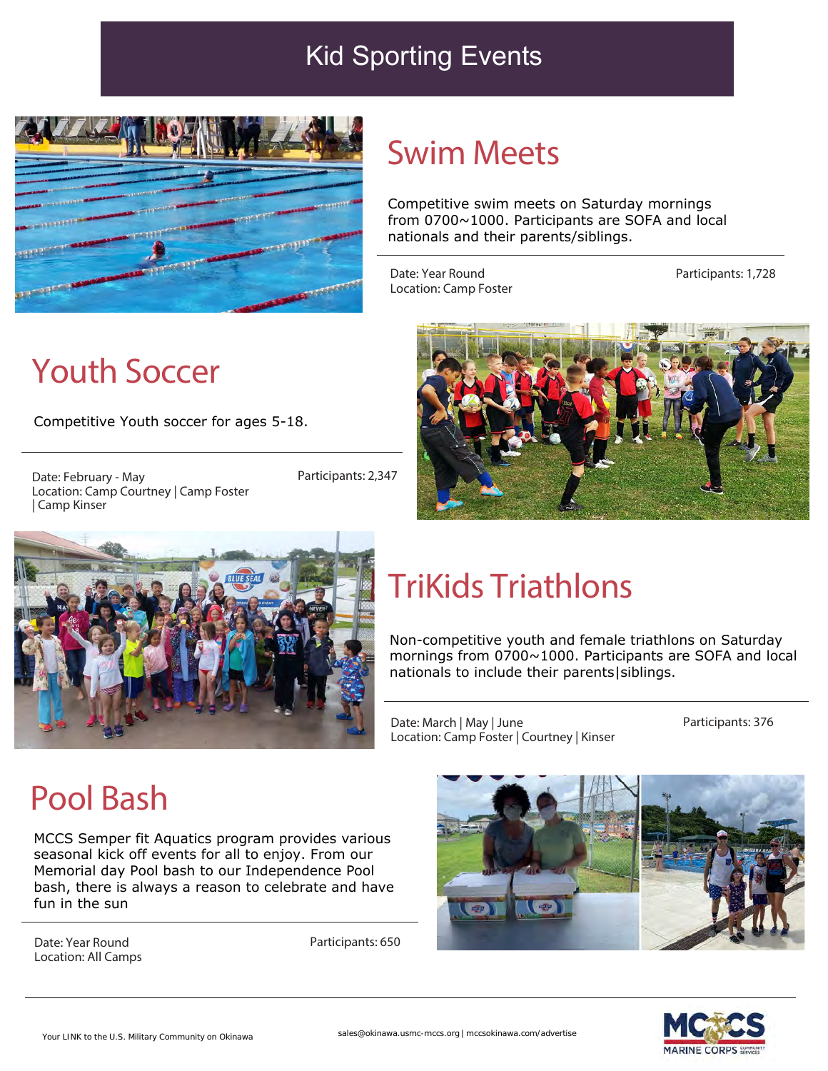# Kid Sporting Events

## Swim Meets

Competitive swim meets on Saturday mornings from 0700~1000. Participants are SOFA and local nationals and their parents/siblings.

Date: Year Round
Location: Camp Foster

Participants: 1,728

## Youth Soccer

Competitive Youth soccer for ages 5-18.

Date: February - May
Location: Camp Courtney | Camp Foster | Camp Kinser

Participants: 2,347

## TriKids Triathlons

Non-competitive youth and female triathlons on Saturday mornings from 0700~1000. Participants are SOFA and local nationals to include their parents|siblings.

Date: March | May | June
Location: Camp Foster | Courtney | Kinser

Participants: 376

## Pool Bash

MCCS Semper fit Aquatics program provides various seasonal kick off events for all to enjoy. From our Memorial day Pool bash to our Independence Pool bash, there is always a reason to celebrate and have fun in the sun

Date: Year Round
Location: All Camps

Participants: 650

Your LINK to the U.S. Military Community on Okinawa

sales@okinawa.usmc-mccs.org | mccsokinawa.com/advertise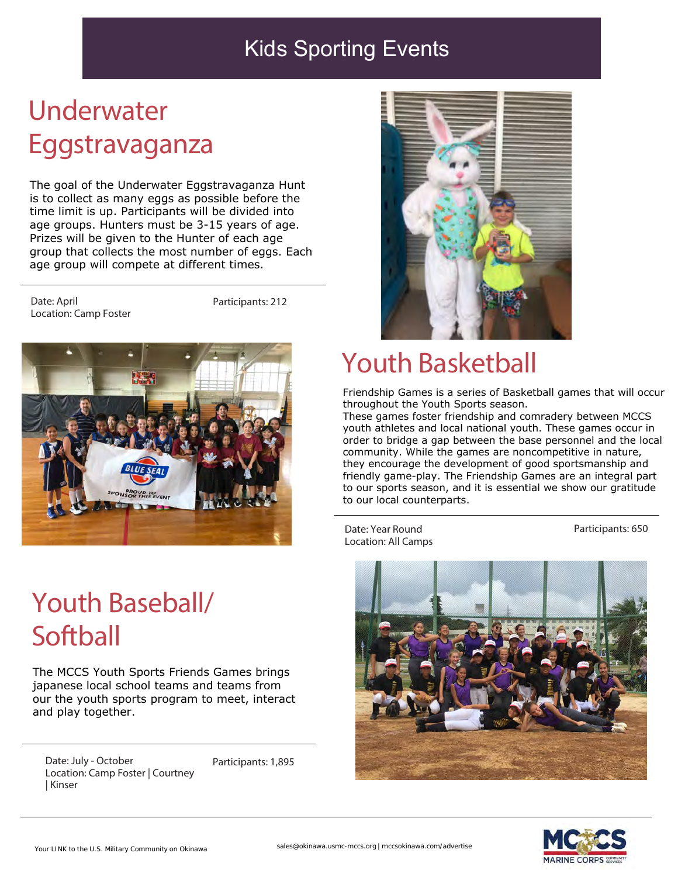# Kids Sporting Events

## Underwater Eggstravaganza

The goal of the Underwater Eggstravaganza Hunt is to collect as many eggs as possible before the time limit is up. Participants will be divided into age groups. Hunters must be 3-15 years of age. Prizes will be given to the Hunter of each age group that collects the most number of eggs. Each age group will compete at different times.

Date: April
Location: Camp Foster

Participants: 212

## Youth Basketball

Friendship Games is a series of Basketball games that will occur throughout the Youth Sports season.
These games foster friendship and comradery between MCCS youth athletes and local national youth. These games occur in order to bridge a gap between the base personnel and the local community. While the games are noncompetitive in nature, they encourage the development of good sportsmanship and friendly game-play. The Friendship Games are an integral part to our sports season, and it is essential we show our gratitude to our local counterparts.

Date: Year Round
Location: All Camps

Participants: 650

## Youth Baseball/ Softball

The MCCS Youth Sports Friends Games brings japanese local school teams and teams from our the youth sports program to meet, interact and play together.

Date: July - October
Location: Camp Foster | Courtney | Kinser

Participants: 1,895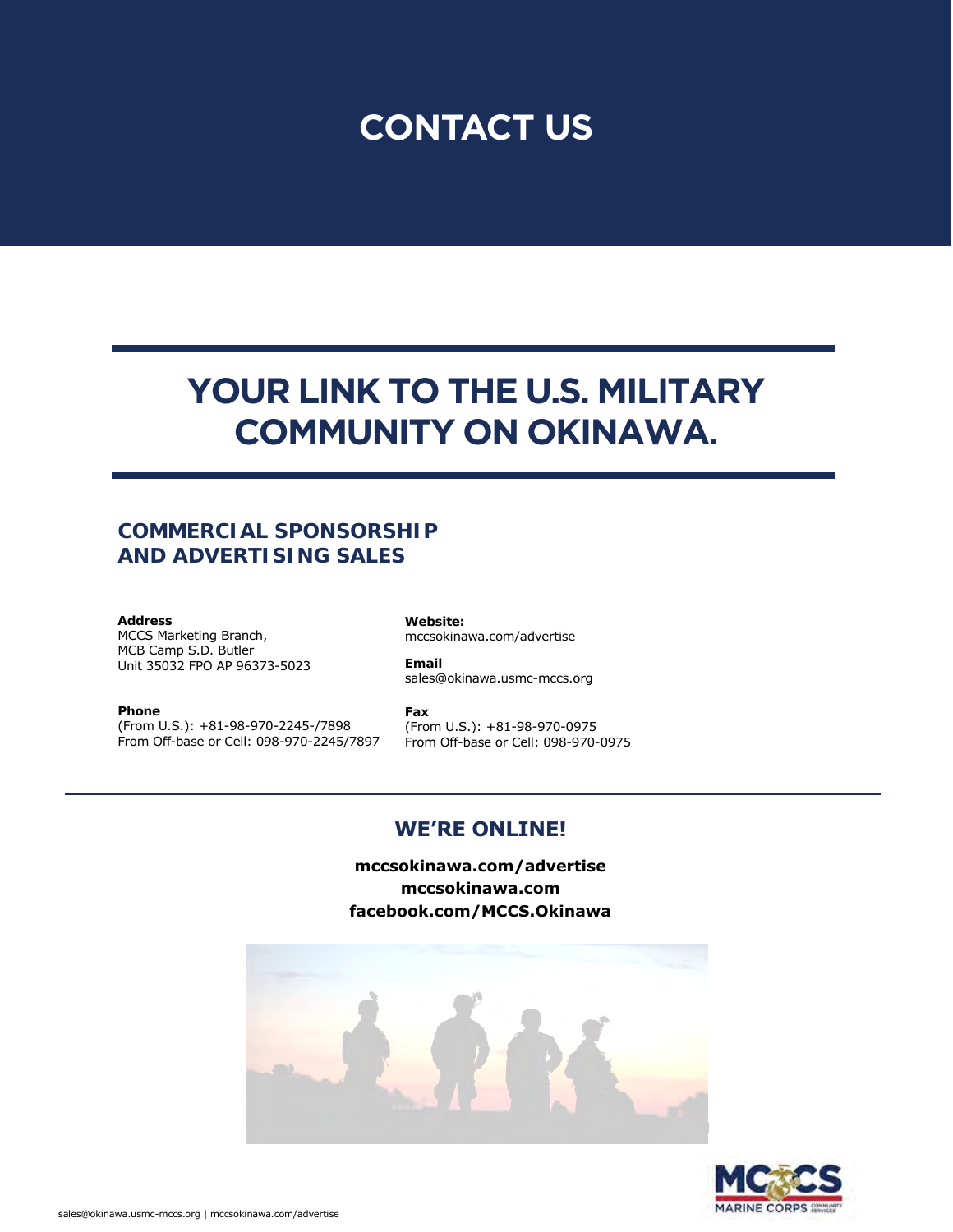# CONTACT US

## YOUR LINK TO THE U.S. MILITARY COMMUNITY ON OKINAWA.

### COMMERCIAL SPONSORSHIP AND ADVERTISING SALES

**Address**
MCCS Marketing Branch,
MCB Camp S.D. Butler
Unit 35032 FPO AP 96373-5023

**Phone**
(From U.S.): +81-98-970-2245-/7898
From Off-base or Cell: 098-970-2245/7897

**Website:**
mccsokinawa.com/advertise

**Email**
sales@okinawa.usmc-mccs.org

**Fax**
(From U.S.): +81-98-970-0975
From Off-base or Cell: 098-970-0975

### WE'RE ONLINE!

**mccsokinawa.com/advertise**
**mccsokinawa.com**
**facebook.com/MCCS.Okinawa**